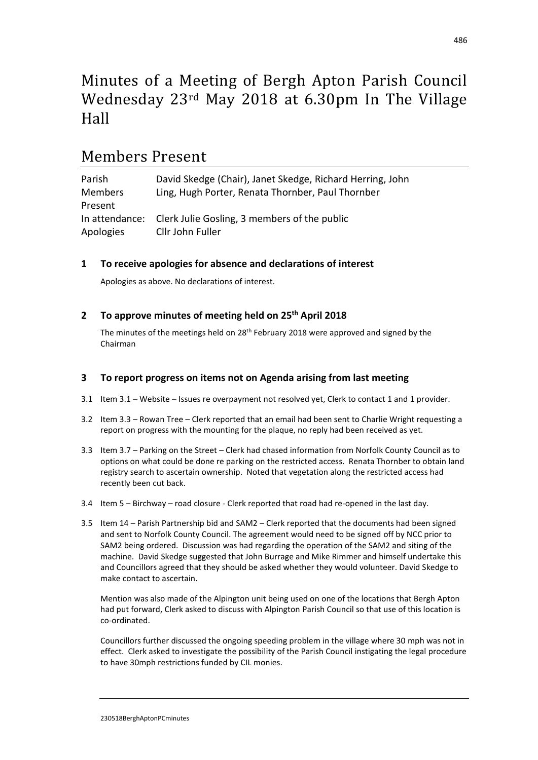# Minutes of a Meeting of Bergh Apton Parish Council Wednesday 23rd May 2018 at 6.30pm In The Village Hall

## Members Present

| | |
|---|---|
| Parish Members Present | David Skedge (Chair), Janet Skedge, Richard Herring, John Ling, Hugh Porter, Renata Thornber, Paul Thornber |
| In attendance: | Clerk Julie Gosling, 3 members of the public |
| Apologies | Cllr John Fuller |

### 1 To receive apologies for absence and declarations of interest

Apologies as above. No declarations of interest.

### 2 To approve minutes of meeting held on 25th April 2018

The minutes of the meetings held on 28th February 2018 were approved and signed by the Chairman

### 3 To report progress on items not on Agenda arising from last meeting

3.1 Item 3.1 – Website – Issues re overpayment not resolved yet, Clerk to contact 1 and 1 provider.

3.2 Item 3.3 – Rowan Tree – Clerk reported that an email had been sent to Charlie Wright requesting a report on progress with the mounting for the plaque, no reply had been received as yet.

3.3 Item 3.7 – Parking on the Street – Clerk had chased information from Norfolk County Council as to options on what could be done re parking on the restricted access. Renata Thornber to obtain land registry search to ascertain ownership. Noted that vegetation along the restricted access had recently been cut back.

3.4 Item 5 – Birchway – road closure - Clerk reported that road had re-opened in the last day.

3.5 Item 14 – Parish Partnership bid and SAM2 – Clerk reported that the documents had been signed and sent to Norfolk County Council. The agreement would need to be signed off by NCC prior to SAM2 being ordered. Discussion was had regarding the operation of the SAM2 and siting of the machine. David Skedge suggested that John Burrage and Mike Rimmer and himself undertake this and Councillors agreed that they should be asked whether they would volunteer. David Skedge to make contact to ascertain.

Mention was also made of the Alpington unit being used on one of the locations that Bergh Apton had put forward, Clerk asked to discuss with Alpington Parish Council so that use of this location is co-ordinated.

Councillors further discussed the ongoing speeding problem in the village where 30 mph was not in effect. Clerk asked to investigate the possibility of the Parish Council instigating the legal procedure to have 30mph restrictions funded by CIL monies.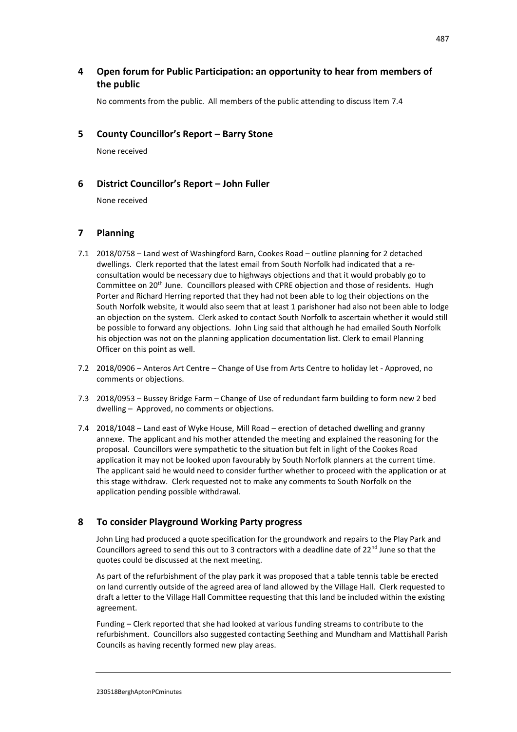## 4 Open forum for Public Participation: an opportunity to hear from members of the public

No comments from the public. All members of the public attending to discuss Item 7.4

## 5 County Councillor's Report – Barry Stone

None received

## 6 District Councillor's Report – John Fuller

None received

## 7 Planning

7.1 2018/0758 – Land west of Washingford Barn, Cookes Road – outline planning for 2 detached dwellings. Clerk reported that the latest email from South Norfolk had indicated that a re-consultation would be necessary due to highways objections and that it would probably go to Committee on 20th June. Councillors pleased with CPRE objection and those of residents. Hugh Porter and Richard Herring reported that they had not been able to log their objections on the South Norfolk website, it would also seem that at least 1 parishoner had also not been able to lodge an objection on the system. Clerk asked to contact South Norfolk to ascertain whether it would still be possible to forward any objections. John Ling said that although he had emailed South Norfolk his objection was not on the planning application documentation list. Clerk to email Planning Officer on this point as well.

7.2 2018/0906 – Anteros Art Centre – Change of Use from Arts Centre to holiday let - Approved, no comments or objections.

7.3 2018/0953 – Bussey Bridge Farm – Change of Use of redundant farm building to form new 2 bed dwelling – Approved, no comments or objections.

7.4 2018/1048 – Land east of Wyke House, Mill Road – erection of detached dwelling and granny annexe. The applicant and his mother attended the meeting and explained the reasoning for the proposal. Councillors were sympathetic to the situation but felt in light of the Cookes Road application it may not be looked upon favourably by South Norfolk planners at the current time. The applicant said he would need to consider further whether to proceed with the application or at this stage withdraw. Clerk requested not to make any comments to South Norfolk on the application pending possible withdrawal.

## 8 To consider Playground Working Party progress

John Ling had produced a quote specification for the groundwork and repairs to the Play Park and Councillors agreed to send this out to 3 contractors with a deadline date of 22nd June so that the quotes could be discussed at the next meeting.

As part of the refurbishment of the play park it was proposed that a table tennis table be erected on land currently outside of the agreed area of land allowed by the Village Hall. Clerk requested to draft a letter to the Village Hall Committee requesting that this land be included within the existing agreement.

Funding – Clerk reported that she had looked at various funding streams to contribute to the refurbishment. Councillors also suggested contacting Seething and Mundham and Mattishall Parish Councils as having recently formed new play areas.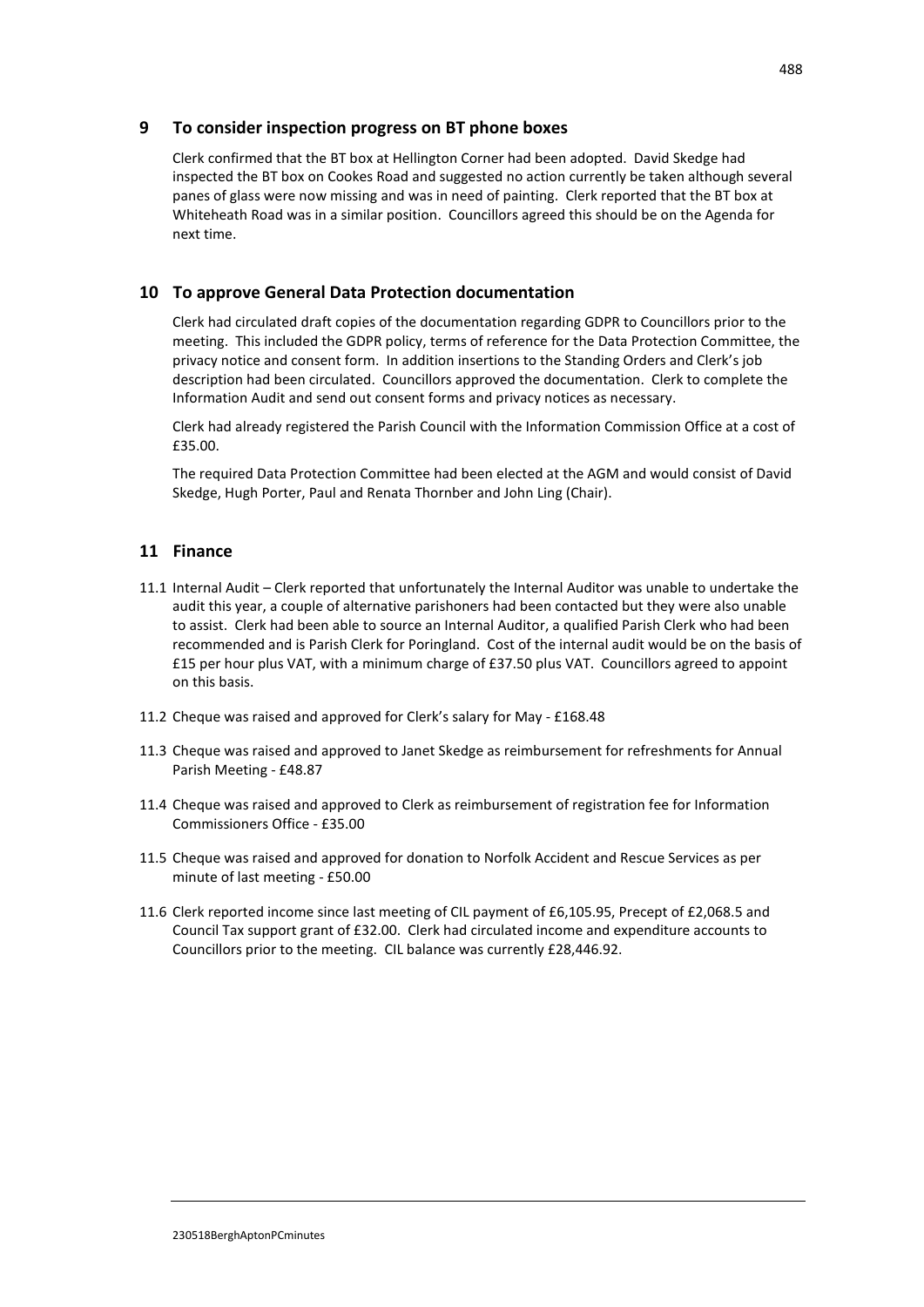## 9 To consider inspection progress on BT phone boxes

Clerk confirmed that the BT box at Hellington Corner had been adopted. David Skedge had inspected the BT box on Cookes Road and suggested no action currently be taken although several panes of glass were now missing and was in need of painting. Clerk reported that the BT box at Whiteheath Road was in a similar position. Councillors agreed this should be on the Agenda for next time.

## 10 To approve General Data Protection documentation

Clerk had circulated draft copies of the documentation regarding GDPR to Councillors prior to the meeting. This included the GDPR policy, terms of reference for the Data Protection Committee, the privacy notice and consent form. In addition insertions to the Standing Orders and Clerk's job description had been circulated. Councillors approved the documentation. Clerk to complete the Information Audit and send out consent forms and privacy notices as necessary.

Clerk had already registered the Parish Council with the Information Commission Office at a cost of £35.00.

The required Data Protection Committee had been elected at the AGM and would consist of David Skedge, Hugh Porter, Paul and Renata Thornber and John Ling (Chair).

## 11 Finance

11.1 Internal Audit – Clerk reported that unfortunately the Internal Auditor was unable to undertake the audit this year, a couple of alternative parishoners had been contacted but they were also unable to assist. Clerk had been able to source an Internal Auditor, a qualified Parish Clerk who had been recommended and is Parish Clerk for Poringland. Cost of the internal audit would be on the basis of £15 per hour plus VAT, with a minimum charge of £37.50 plus VAT. Councillors agreed to appoint on this basis.

11.2 Cheque was raised and approved for Clerk's salary for May - £168.48

11.3 Cheque was raised and approved to Janet Skedge as reimbursement for refreshments for Annual Parish Meeting - £48.87

11.4 Cheque was raised and approved to Clerk as reimbursement of registration fee for Information Commissioners Office - £35.00

11.5 Cheque was raised and approved for donation to Norfolk Accident and Rescue Services as per minute of last meeting - £50.00

11.6 Clerk reported income since last meeting of CIL payment of £6,105.95, Precept of £2,068.5 and Council Tax support grant of £32.00. Clerk had circulated income and expenditure accounts to Councillors prior to the meeting. CIL balance was currently £28,446.92.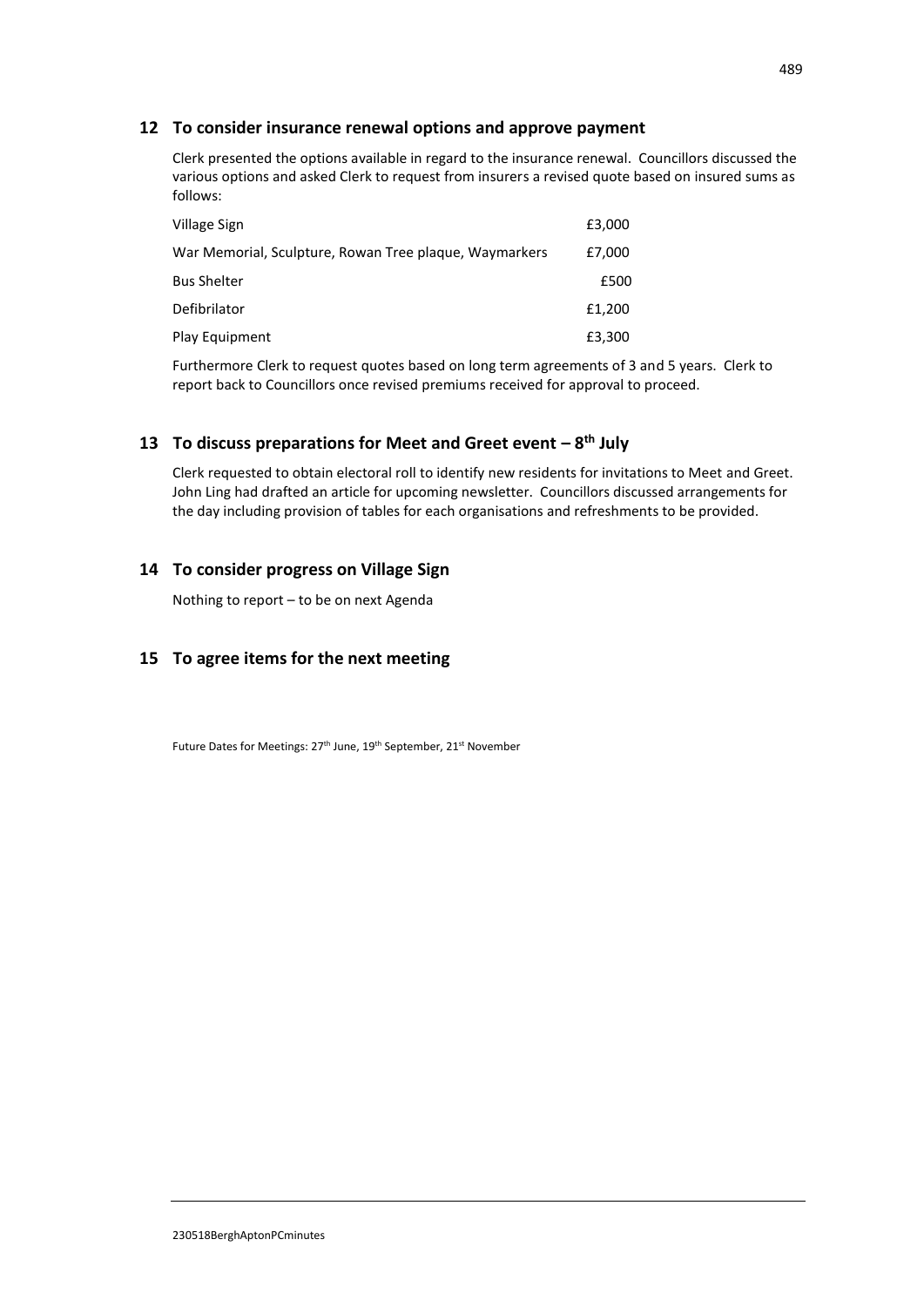## 12 To consider insurance renewal options and approve payment

Clerk presented the options available in regard to the insurance renewal. Councillors discussed the various options and asked Clerk to request from insurers a revised quote based on insured sums as follows:

| | |
|---|---|
| Village Sign | £3,000 |
| War Memorial, Sculpture, Rowan Tree plaque, Waymarkers | £7,000 |
| Bus Shelter | £500 |
| Defibrilator | £1,200 |
| Play Equipment | £3,300 |

Furthermore Clerk to request quotes based on long term agreements of 3 and 5 years. Clerk to report back to Councillors once revised premiums received for approval to proceed.

## 13 To discuss preparations for Meet and Greet event – 8th July

Clerk requested to obtain electoral roll to identify new residents for invitations to Meet and Greet. John Ling had drafted an article for upcoming newsletter. Councillors discussed arrangements for the day including provision of tables for each organisations and refreshments to be provided.

## 14 To consider progress on Village Sign

Nothing to report – to be on next Agenda

## 15 To agree items for the next meeting

Future Dates for Meetings: 27th June, 19th September, 21st November